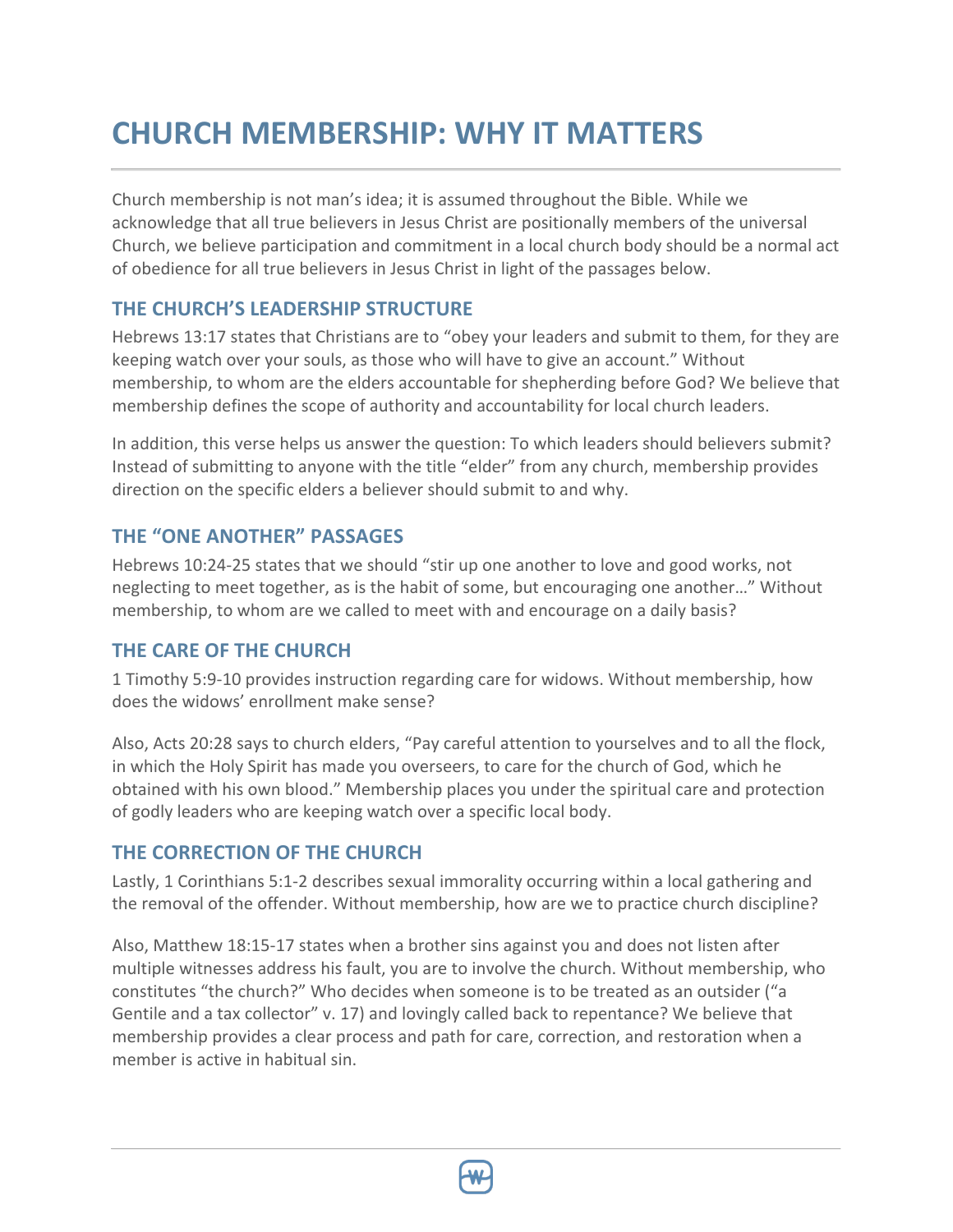# CHURCH MEMBERSHIP: WHY IT MATTERS

Church membership is not man's idea; it is assumed throughout the Bible. While we acknowledge that all true believers in Jesus Christ are positionally members of the universal Church, we believe participation and commitment in a local church body should be a normal act of obedience for all true believers in Jesus Christ in light of the passages below.

## THE CHURCH'S LEADERSHIP STRUCTURE

Hebrews 13:17 states that Christians are to "obey your leaders and submit to them, for they are keeping watch over your souls, as those who will have to give an account." Without membership, to whom are the elders accountable for shepherding before God? We believe that membership defines the scope of authority and accountability for local church leaders.

In addition, this verse helps us answer the question: To which leaders should believers submit? Instead of submitting to anyone with the title "elder" from any church, membership provides direction on the specific elders a believer should submit to and why.

## THE "ONE ANOTHER" PASSAGES

Hebrews 10:24-25 states that we should "stir up one another to love and good works, not neglecting to meet together, as is the habit of some, but encouraging one another…" Without membership, to whom are we called to meet with and encourage on a daily basis?

## THE CARE OF THE CHURCH

1 Timothy 5:9-10 provides instruction regarding care for widows. Without membership, how does the widows' enrollment make sense?

Also, Acts 20:28 says to church elders, "Pay careful attention to yourselves and to all the flock, in which the Holy Spirit has made you overseers, to care for the church of God, which he obtained with his own blood." Membership places you under the spiritual care and protection of godly leaders who are keeping watch over a specific local body.

## THE CORRECTION OF THE CHURCH

Lastly, 1 Corinthians 5:1-2 describes sexual immorality occurring within a local gathering and the removal of the offender. Without membership, how are we to practice church discipline?

Also, Matthew 18:15-17 states when a brother sins against you and does not listen after multiple witnesses address his fault, you are to involve the church. Without membership, who constitutes "the church?" Who decides when someone is to be treated as an outsider ("a Gentile and a tax collector" v. 17) and lovingly called back to repentance? We believe that membership provides a clear process and path for care, correction, and restoration when a member is active in habitual sin.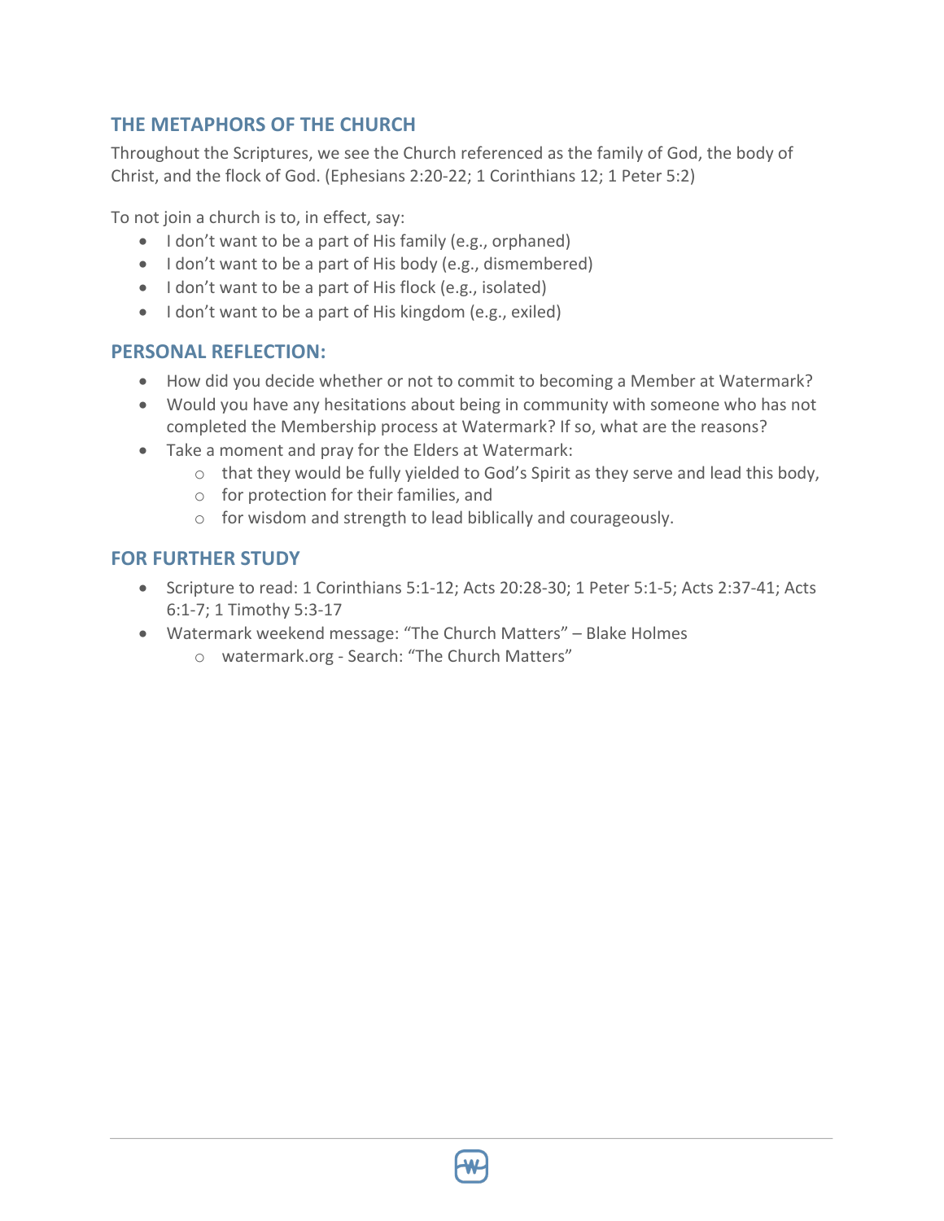## THE METAPHORS OF THE CHURCH

Throughout the Scriptures, we see the Church referenced as the family of God, the body of Christ, and the flock of God. (Ephesians 2:20-22; 1 Corinthians 12; 1 Peter 5:2)

To not join a church is to, in effect, say:

- I don't want to be a part of His family (e.g., orphaned)
- I don't want to be a part of His body (e.g., dismembered)
- I don't want to be a part of His flock (e.g., isolated)
- I don't want to be a part of His kingdom (e.g., exiled)

## PERSONAL REFLECTION:

- How did you decide whether or not to commit to becoming a Member at Watermark?
- Would you have any hesitations about being in community with someone who has not completed the Membership process at Watermark? If so, what are the reasons?
- Take a moment and pray for the Elders at Watermark:
  - that they would be fully yielded to God's Spirit as they serve and lead this body,
  - for protection for their families, and
  - for wisdom and strength to lead biblically and courageously.

## FOR FURTHER STUDY

- Scripture to read: 1 Corinthians 5:1-12; Acts 20:28-30; 1 Peter 5:1-5; Acts 2:37-41; Acts 6:1-7; 1 Timothy 5:3-17
- Watermark weekend message: "The Church Matters" – Blake Holmes
  - watermark.org - Search: "The Church Matters"